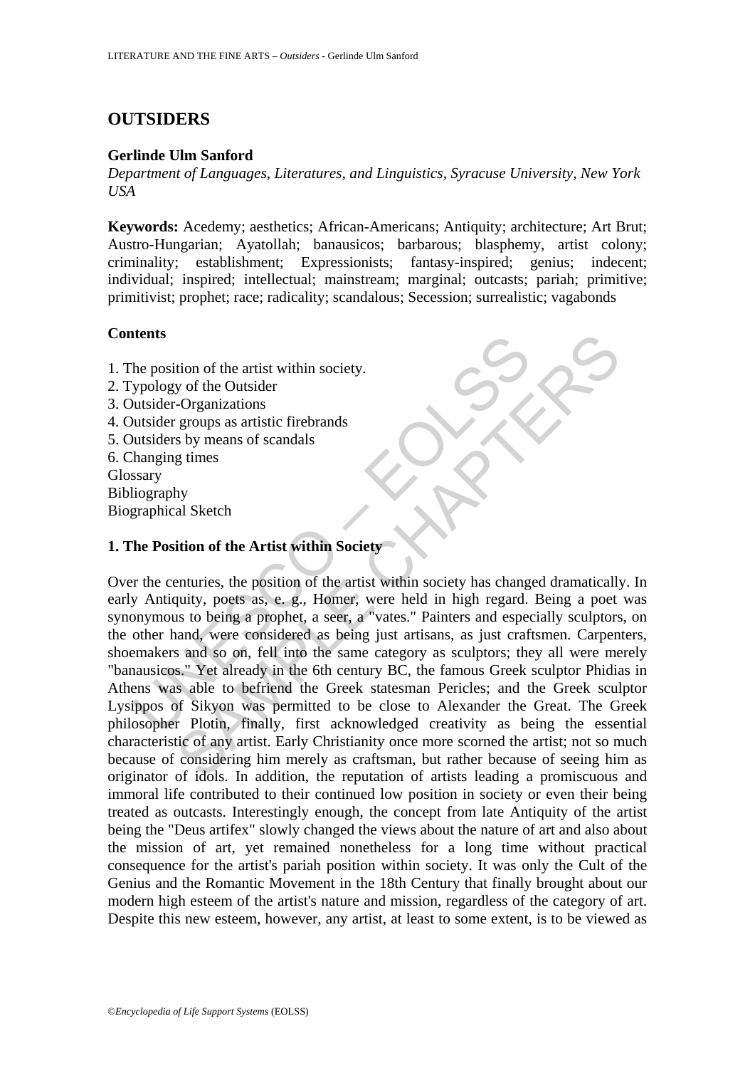# OUTSIDERS

**Gerlinde Ulm Sanford**

*Department of Languages, Literatures, and Linguistics, Syracuse University, New York USA*

**Keywords:** Acedemy; aesthetics; African-Americans; Antiquity; architecture; Art Brut; Austro-Hungarian; Ayatollah; banausicos; barbarous; blasphemy, artist colony; criminality; establishment; Expressionists; fantasy-inspired; genius; indecent; individual; inspired; intellectual; mainstream; marginal; outcasts; pariah; primitive; primitivist; prophet; race; radicality; scandalous; Secession; surrealistic; vagabonds

## Contents

1. The position of the artist within society.
2. Typology of the Outsider
3. Outsider-Organizations
4. Outsider groups as artistic firebrands
5. Outsiders by means of scandals
6. Changing times

Glossary
Bibliography
Biographical Sketch

## 1. The Position of the Artist within Society

Over the centuries, the position of the artist within society has changed dramatically. In early Antiquity, poets as, e. g., Homer, were held in high regard. Being a poet was synonymous to being a prophet, a seer, a "vates." Painters and especially sculptors, on the other hand, were considered as being just artisans, as just craftsmen. Carpenters, shoemakers and so on, fell into the same category as sculptors; they all were merely "banausicos." Yet already in the 6th century BC, the famous Greek sculptor Phidias in Athens was able to befriend the Greek statesman Pericles; and the Greek sculptor Lysippos of Sikyon was permitted to be close to Alexander the Great. The Greek philosopher Plotin, finally, first acknowledged creativity as being the essential characteristic of any artist. Early Christianity once more scorned the artist; not so much because of considering him merely as craftsman, but rather because of seeing him as originator of idols. In addition, the reputation of artists leading a promiscuous and immoral life contributed to their continued low position in society or even their being treated as outcasts. Interestingly enough, the concept from late Antiquity of the artist being the "Deus artifex" slowly changed the views about the nature of art and also about the mission of art, yet remained nonetheless for a long time without practical consequence for the artist's pariah position within society. It was only the Cult of the Genius and the Romantic Movement in the 18th Century that finally brought about our modern high esteem of the artist's nature and mission, regardless of the category of art. Despite this new esteem, however, any artist, at least to some extent, is to be viewed as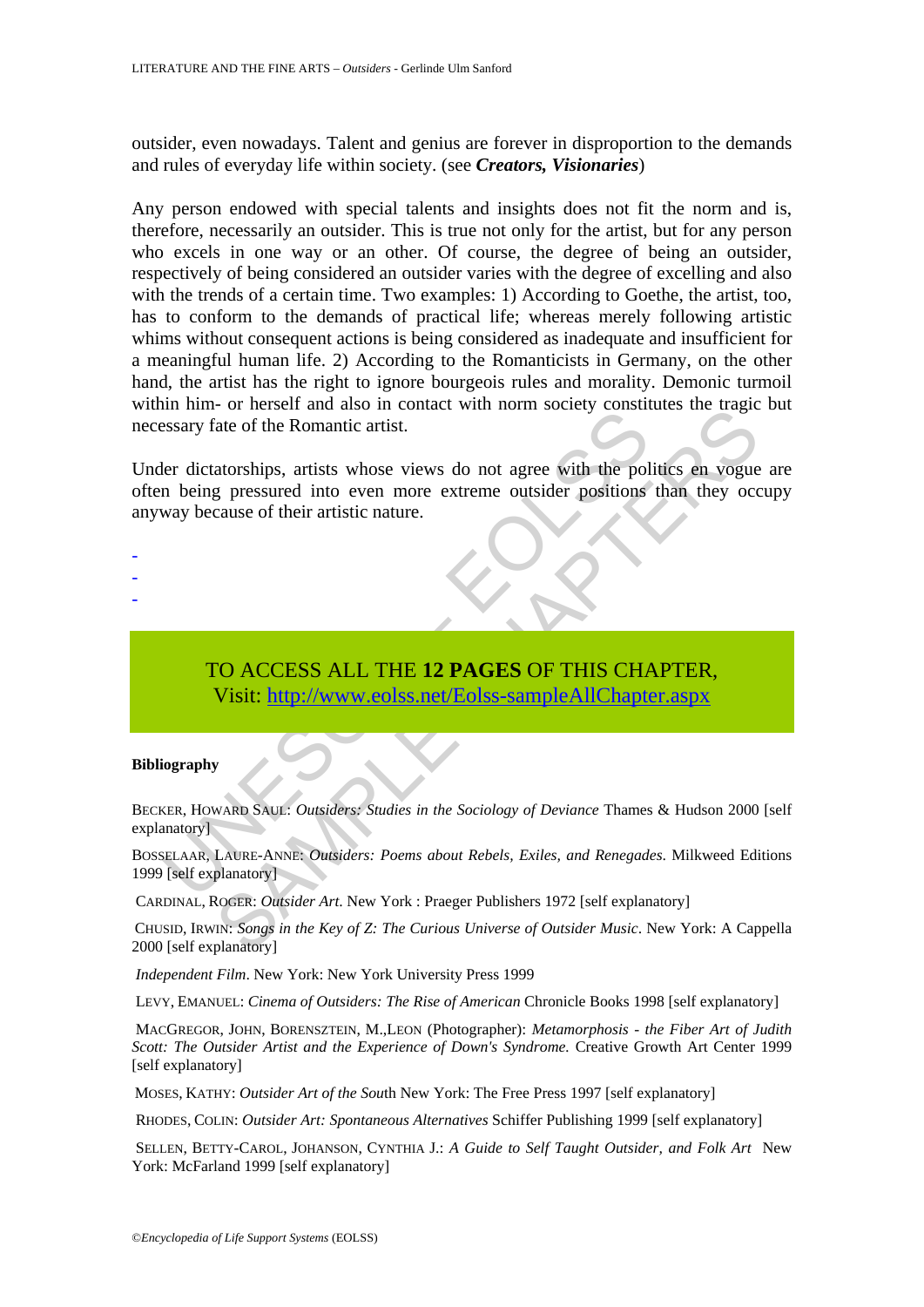outsider, even nowadays. Talent and genius are forever in disproportion to the demands and rules of everyday life within society. (see ***Creators, Visionaries***)

Any person endowed with special talents and insights does not fit the norm and is, therefore, necessarily an outsider. This is true not only for the artist, but for any person who excels in one way or an other. Of course, the degree of being an outsider, respectively of being considered an outsider varies with the degree of excelling and also with the trends of a certain time. Two examples: 1) According to Goethe, the artist, too, has to conform to the demands of practical life; whereas merely following artistic whims without consequent actions is being considered as inadequate and insufficient for a meaningful human life. 2) According to the Romanticists in Germany, on the other hand, the artist has the right to ignore bourgeois rules and morality. Demonic turmoil within him- or herself and also in contact with norm society constitutes the tragic but necessary fate of the Romantic artist.

Under dictatorships, artists whose views do not agree with the politics en vogue are often being pressured into even more extreme outsider positions than they occupy anyway because of their artistic nature.

-
-
-

TO ACCESS ALL THE **12 PAGES** OF THIS CHAPTER,
Visit: http://www.eolss.net/Eolss-sampleAllChapter.aspx

**Bibliography**

BECKER, HOWARD SAUL: *Outsiders: Studies in the Sociology of Deviance* Thames & Hudson 2000 [self explanatory]

BOSSELAAR, LAURE-ANNE: *Outsiders: Poems about Rebels, Exiles, and Renegades.* Milkweed Editions 1999 [self explanatory]

CARDINAL, ROGER: *Outsider Art.* New York : Praeger Publishers 1972 [self explanatory]

CHUSID, IRWIN: *Songs in the Key of Z: The Curious Universe of Outsider Music*. New York: A Cappella 2000 [self explanatory]

*Independent Film*. New York: New York University Press 1999

LEVY, EMANUEL: *Cinema of Outsiders: The Rise of American* Chronicle Books 1998 [self explanatory]

MACGREGOR, JOHN, BORENSZTEIN, M.,LEON (Photographer): *Metamorphosis - the Fiber Art of Judith Scott: The Outsider Artist and the Experience of Down's Syndrome.* Creative Growth Art Center 1999 [self explanatory]

MOSES, KATHY: *Outsider Art of the Sou*th New York: The Free Press 1997 [self explanatory]

RHODES, COLIN: *Outsider Art: Spontaneous Alternatives* Schiffer Publishing 1999 [self explanatory]

SELLEN, BETTY-CAROL, JOHANSON, CYNTHIA J.: *A Guide to Self Taught Outsider, and Folk Art* New York: McFarland 1999 [self explanatory]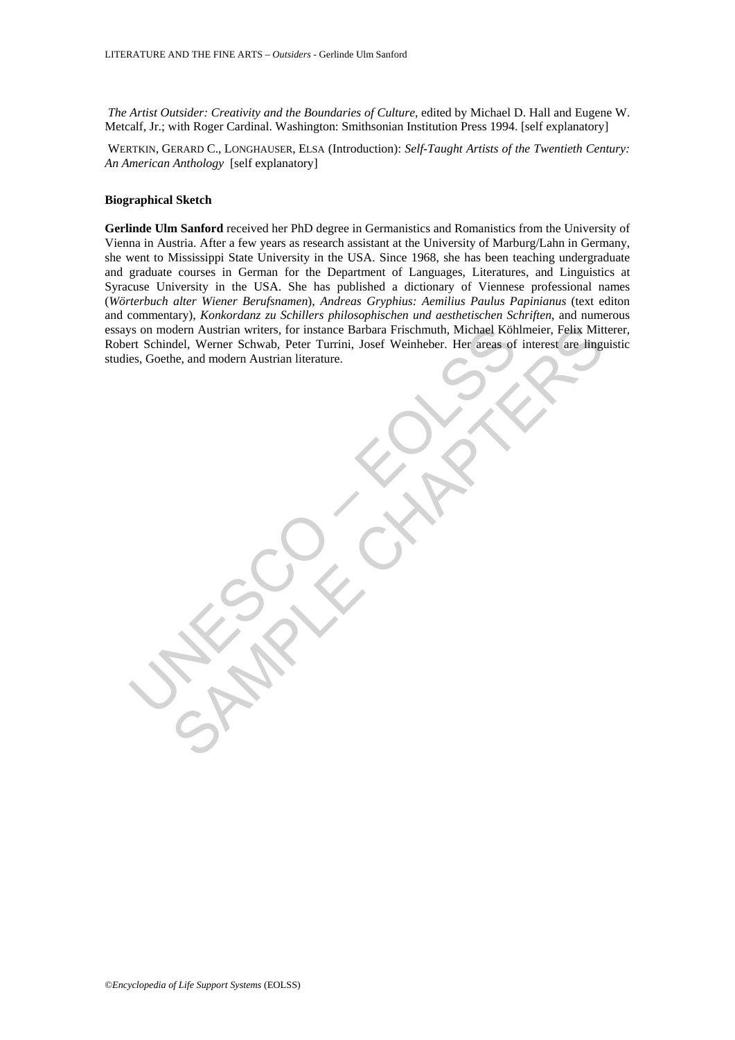*The Artist Outsider: Creativity and the Boundaries of Culture*, edited by Michael D. Hall and Eugene W. Metcalf, Jr.; with Roger Cardinal. Washington: Smithsonian Institution Press 1994. [self explanatory]

WERTKIN, GERARD C., LONGHAUSER, ELSA (Introduction): *Self-Taught Artists of the Twentieth Century: An American Anthology* [self explanatory]

#### Biographical Sketch

**Gerlinde Ulm Sanford** received her PhD degree in Germanistics and Romanistics from the University of Vienna in Austria. After a few years as research assistant at the University of Marburg/Lahn in Germany, she went to Mississippi State University in the USA. Since 1968, she has been teaching undergraduate and graduate courses in German for the Department of Languages, Literatures, and Linguistics at Syracuse University in the USA. She has published a dictionary of Viennese professional names (*Wörterbuch alter Wiener Berufsnamen*), *Andreas Gryphius: Aemilius Paulus Papinianus* (text editon and commentary), *Konkordanz zu Schillers philosophischen und aesthetischen Schriften*, and numerous essays on modern Austrian writers, for instance Barbara Frischmuth, Michael Köhlmeier, Felix Mitterer, Robert Schindel, Werner Schwab, Peter Turrini, Josef Weinheber. Her areas of interest are linguistic studies, Goethe, and modern Austrian literature.